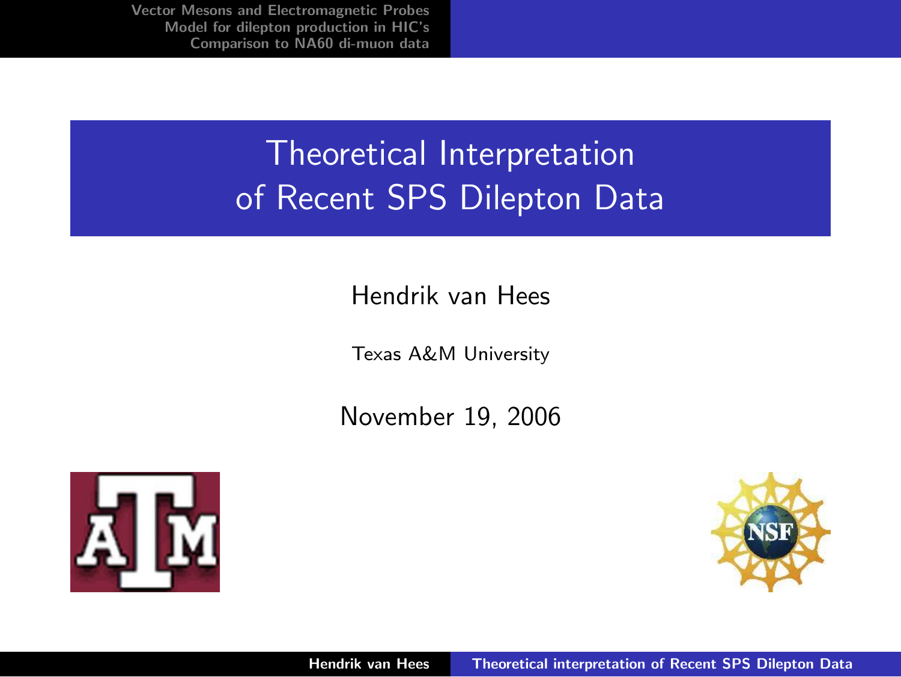# Theoretical Interpretation of Recent SPS Dilepton Data

Hendrik van Hees

Texas A&M University

November 19, 2006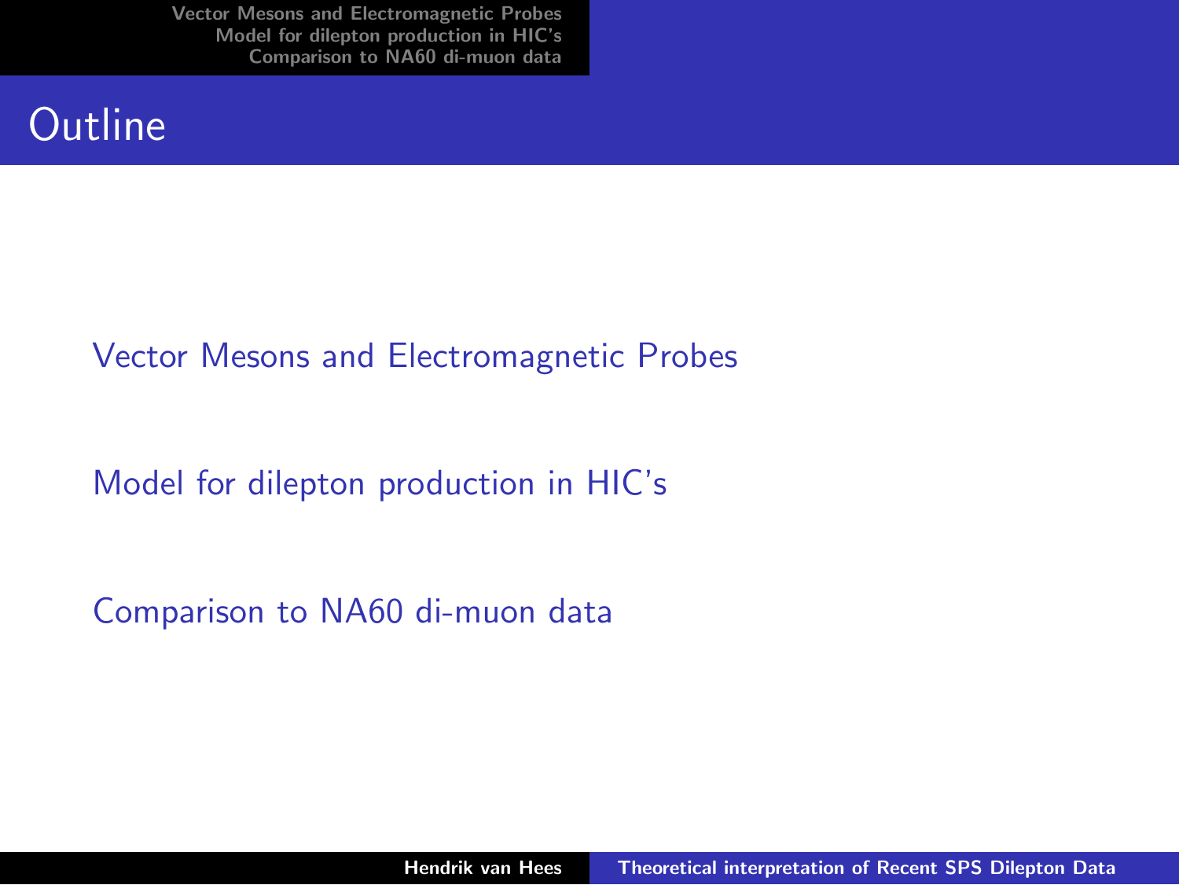# Outline

- Vector Mesons and Electromagnetic Probes
- Model for dilepton production in HIC's
- Comparison to NA60 di-muon data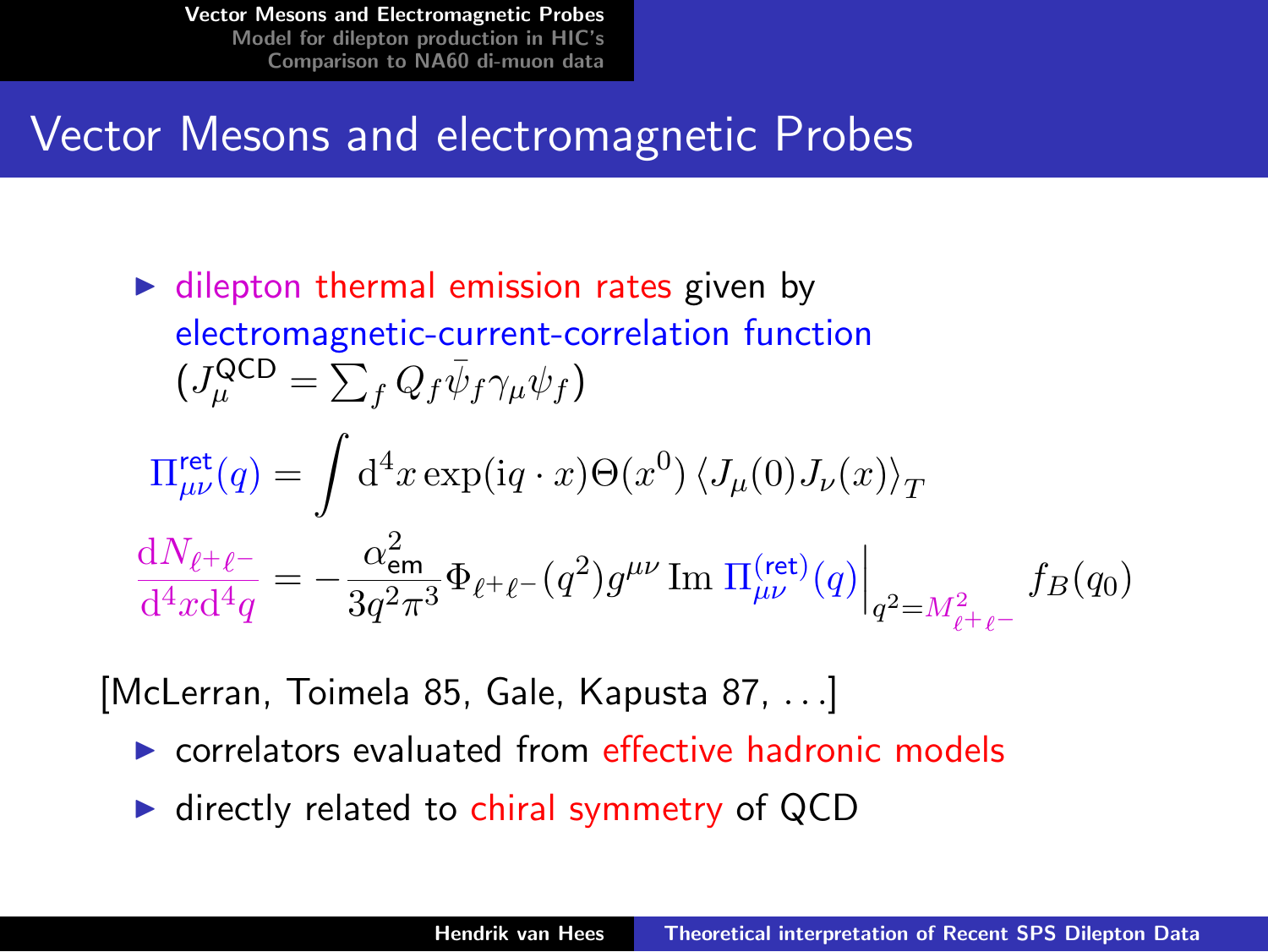# Vector Mesons and electromagnetic Probes

- dilepton thermal emission rates given by electromagnetic-current-correlation function ($J_\mu^{\text{QCD}} = \sum_f Q_f \bar{\psi}_f \gamma_\mu \psi_f$)

$$\Pi_{\mu\nu}^{\text{ret}}(q) = \int \mathrm{d}^4 x \exp(\mathrm{i} q \cdot x) \Theta(x^0) \left\langle J_\mu(0) J_\nu(x) \right\rangle_T$$

$$\frac{\mathrm{d}N_{\ell^+\ell^-}}{\mathrm{d}^4 x \mathrm{d}^4 q} = -\frac{\alpha_{\text{em}}^2}{3 q^2 \pi^3} \Phi_{\ell^+\ell^-}(q^2) g^{\mu\nu} \operatorname{Im} \Pi_{\mu\nu}^{(\text{ret})}(q) \Big|_{q^2 = M_{\ell^+\ell^-}^2} f_B(q_0)$$

[McLerran, Toimela 85, Gale, Kapusta 87, ...]

- correlators evaluated from effective hadronic models
- directly related to chiral symmetry of QCD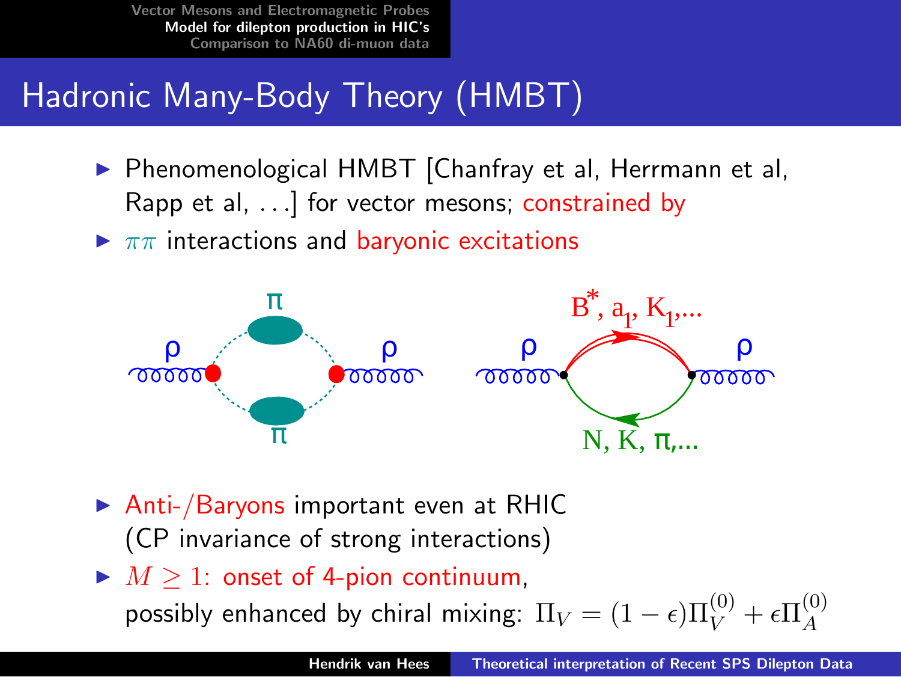# Hadronic Many-Body Theory (HMBT)

- Phenomenological HMBT [Chanfray et al, Herrmann et al, Rapp et al, ...] for vector mesons; constrained by
- $\pi\pi$ interactions and baryonic excitations

- Anti-/Baryons important even at RHIC (CP invariance of strong interactions)
- $M \geq 1$: onset of 4-pion continuum, possibly enhanced by chiral mixing: $\Pi_V = (1-\epsilon)\Pi_V^{(0)} + \epsilon\Pi_A^{(0)}$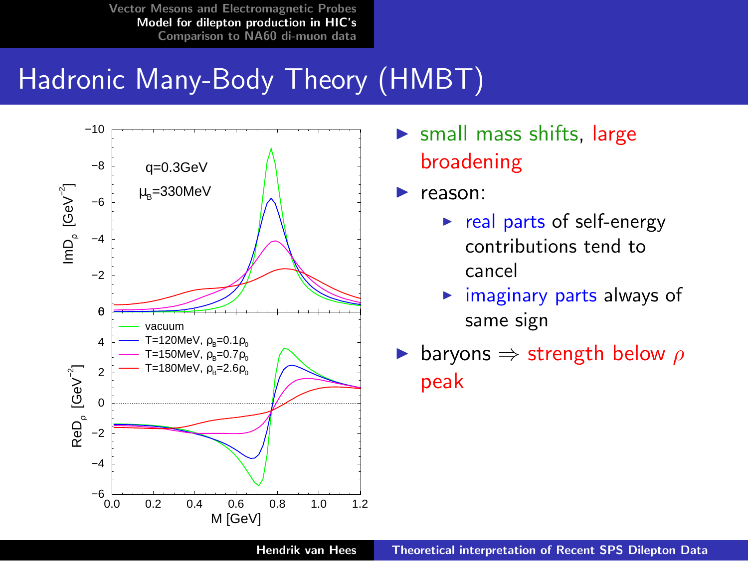# Hadronic Many-Body Theory (HMBT)

- small mass shifts, large broadening
- reason:
  - real parts of self-energy contributions tend to cancel
  - imaginary parts always of same sign
- baryons ⇒ strength below $\rho$ peak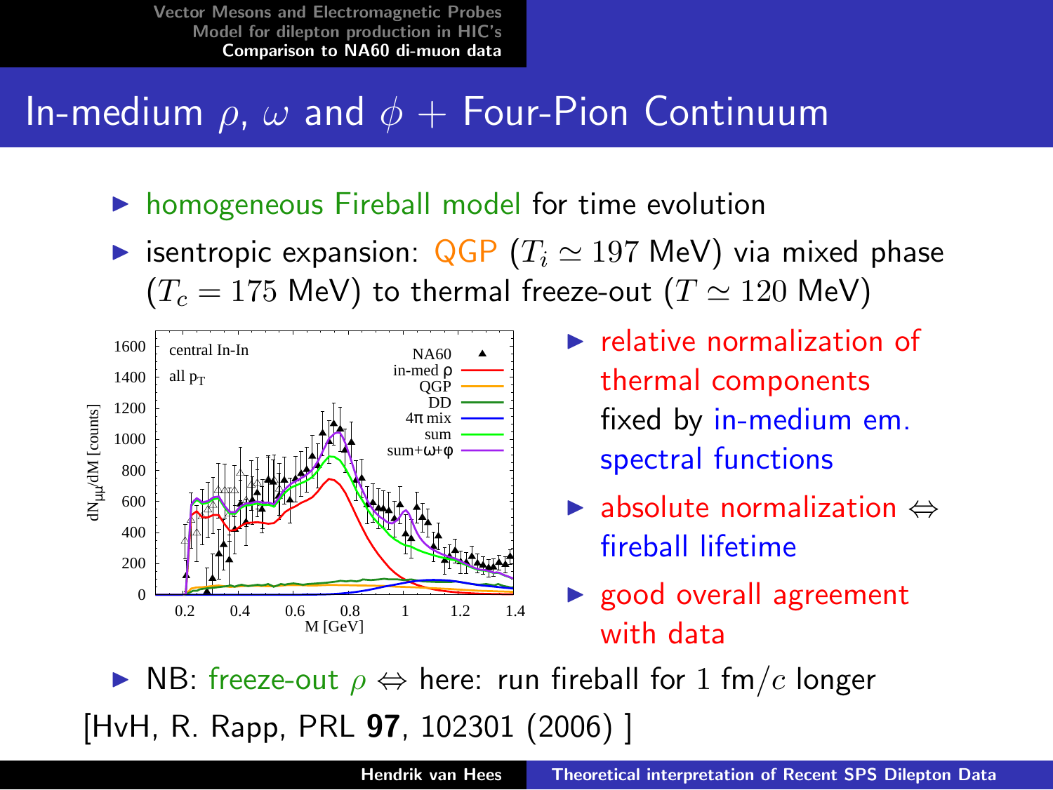# In-medium $\rho$, $\omega$ and $\phi$ + Four-Pion Continuum

- homogeneous Fireball model for time evolution
- isentropic expansion: QGP ($T_i \simeq 197$ MeV) via mixed phase ($T_c = 175$ MeV) to thermal freeze-out ($T \simeq 120$ MeV)

- relative normalization of thermal components fixed by in-medium em. spectral functions
- absolute normalization $\Leftrightarrow$ fireball lifetime
- good overall agreement with data

- NB: freeze-out $\rho \Leftrightarrow$ here: run fireball for 1 fm/$c$ longer

[HvH, R. Rapp, PRL **97**, 102301 (2006) ]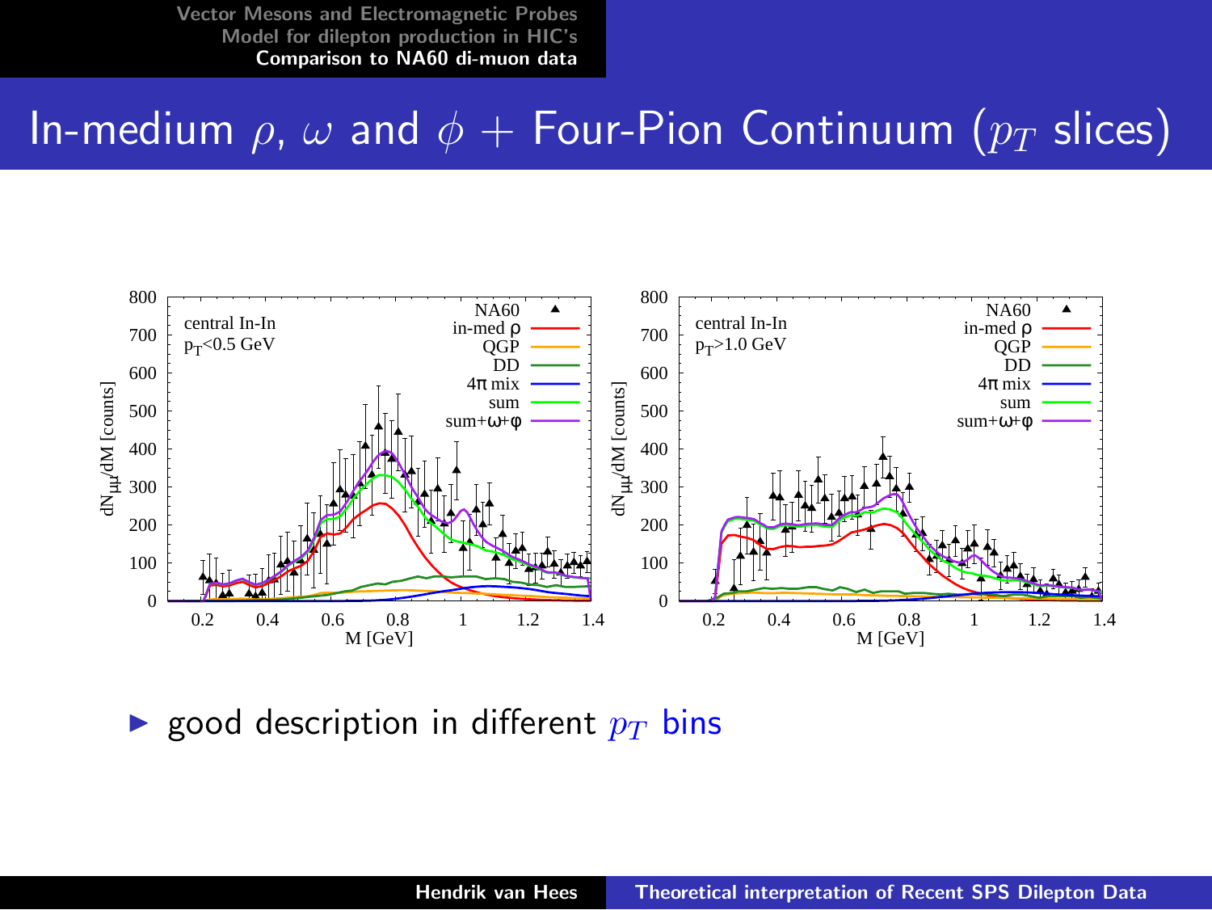# In-medium $\rho$, $\omega$ and $\phi$ + Four-Pion Continuum ($p_T$ slices)

- good description in different $p_T$ bins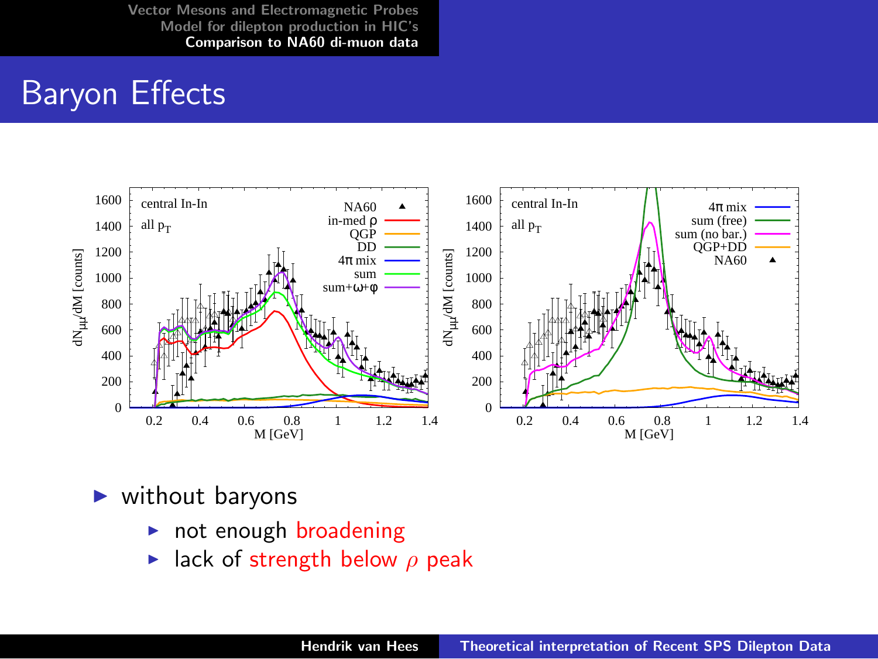# Baryon Effects

- without baryons
  - not enough broadening
  - lack of strength below $\rho$ peak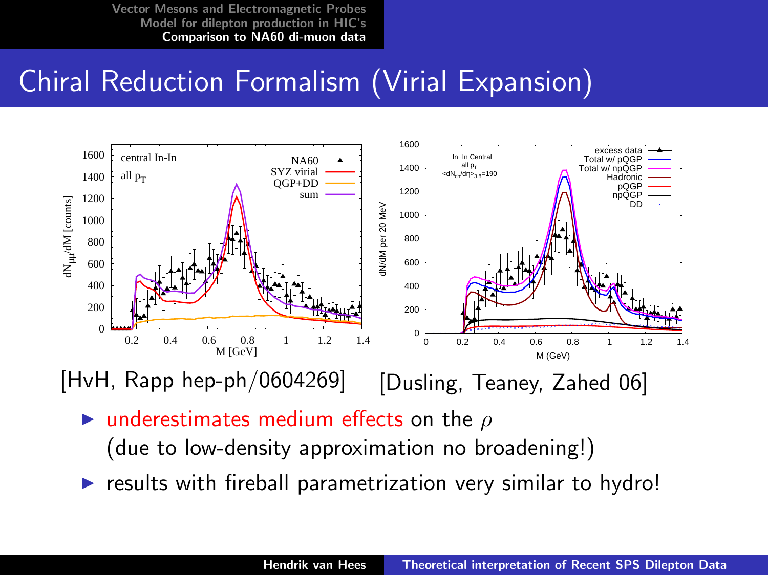# Chiral Reduction Formalism (Virial Expansion)

[HvH, Rapp hep-ph/0604269] [Dusling, Teaney, Zahed 06]

- underestimates medium effects on the $\rho$
  (due to low-density approximation no broadening!)
- results with fireball parametrization very similar to hydro!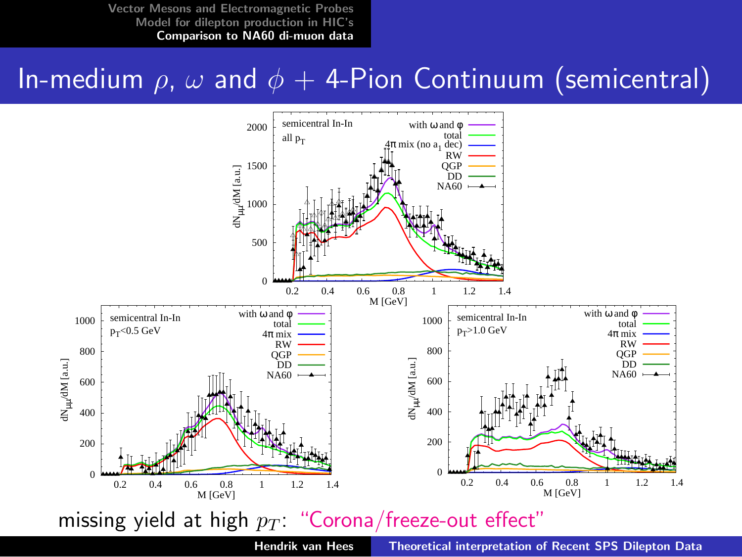# In-medium $\rho$, $\omega$ and $\phi$ + 4-Pion Continuum (semicentral)

missing yield at high $p_T$: "Corona/freeze-out effect"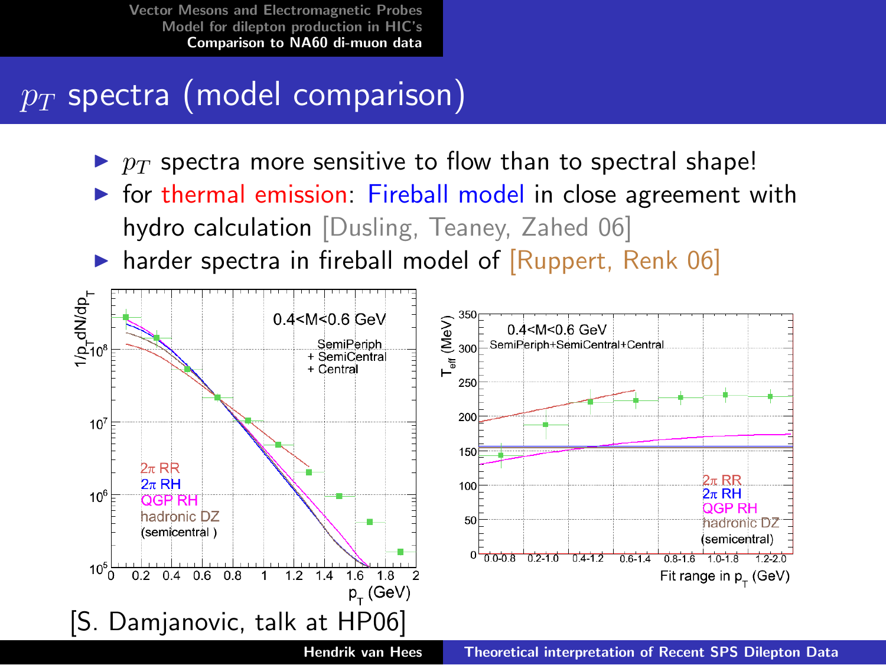# $p_T$ spectra (model comparison)

- $p_T$ spectra more sensitive to flow than to spectral shape!
- for thermal emission: Fireball model in close agreement with hydro calculation [Dusling, Teaney, Zahed 06]
- harder spectra in fireball model of [Ruppert, Renk 06]

[S. Damjanovic, talk at HP06]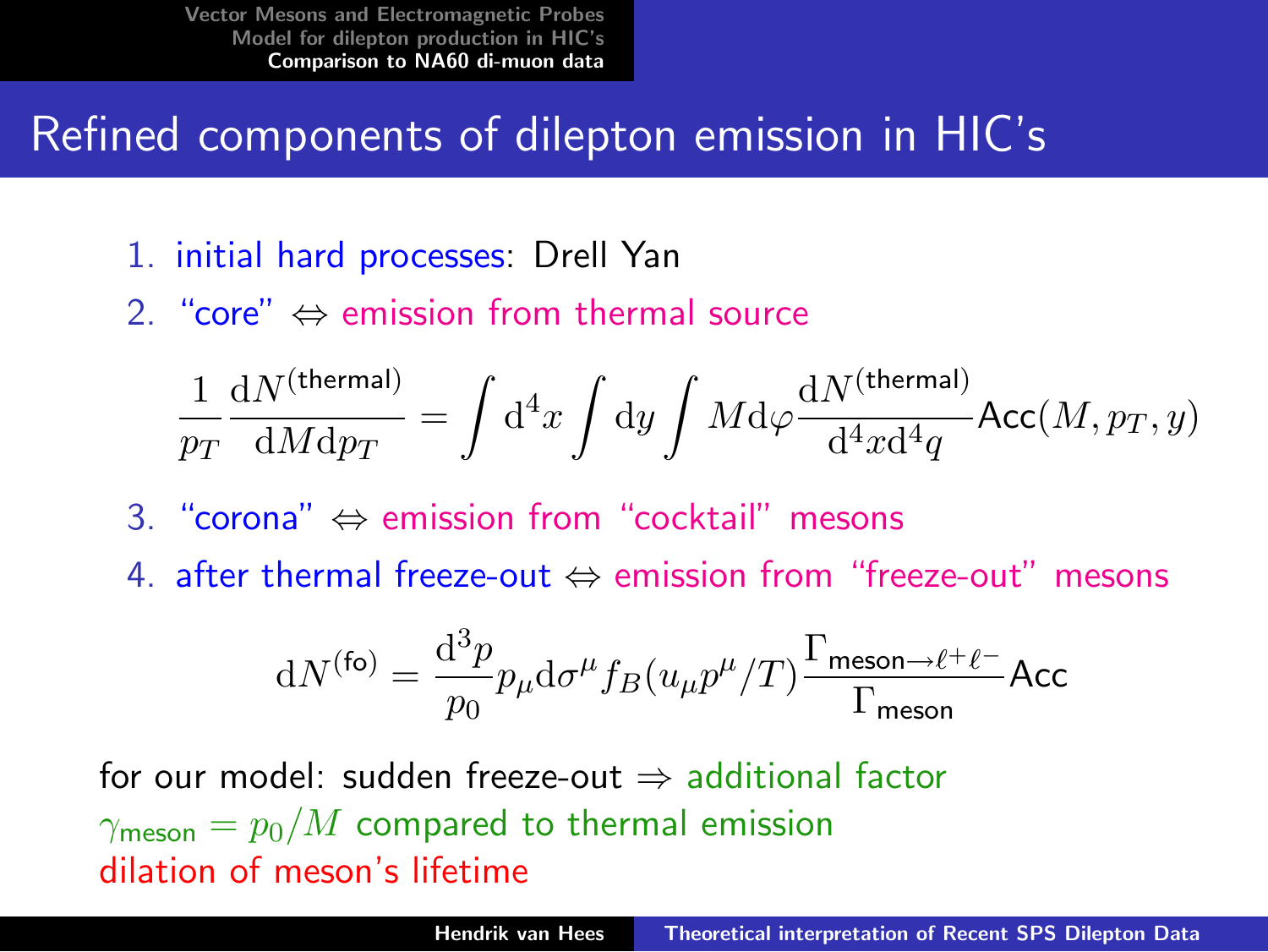# Refined components of dilepton emission in HIC's

1. initial hard processes: Drell Yan
2. "core" $\Leftrightarrow$ emission from thermal source

$$\frac{1}{p_T}\frac{\mathrm{d}N^{(\text{thermal})}}{\mathrm{d}M\mathrm{d}p_T} = \int \mathrm{d}^4x \int \mathrm{d}y \int M\mathrm{d}\varphi \frac{\mathrm{d}N^{(\text{thermal})}}{\mathrm{d}^4x\mathrm{d}^4q}\mathsf{Acc}(M, p_T, y)$$

3. "corona" $\Leftrightarrow$ emission from "cocktail" mesons
4. after thermal freeze-out $\Leftrightarrow$ emission from "freeze-out" mesons

$$\mathrm{d}N^{(\text{fo})} = \frac{\mathrm{d}^3p}{p_0} p_\mu \mathrm{d}\sigma^\mu f_B(u_\mu p^\mu/T)\frac{\Gamma_{\text{meson}\rightarrow\ell^+\ell^-}}{\Gamma_{\text{meson}}}\mathsf{Acc}$$

for our model: sudden freeze-out $\Rightarrow$ additional factor $\gamma_{\text{meson}} = p_0/M$ compared to thermal emission
dilation of meson's lifetime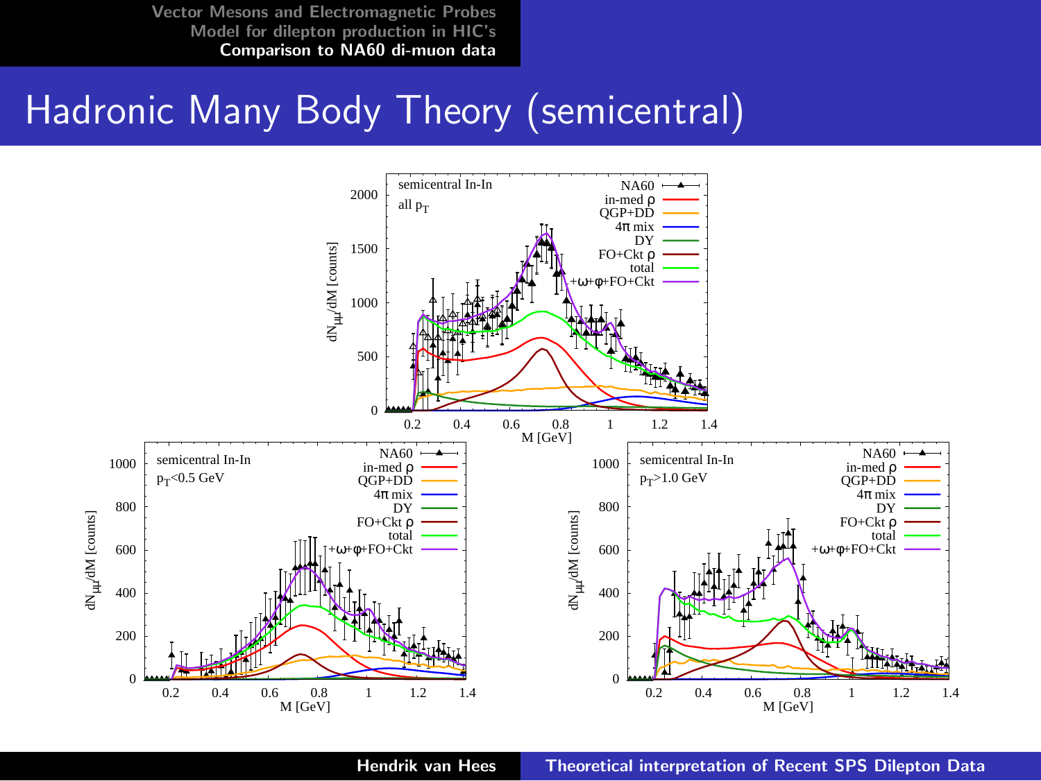# Hadronic Many Body Theory (semicentral)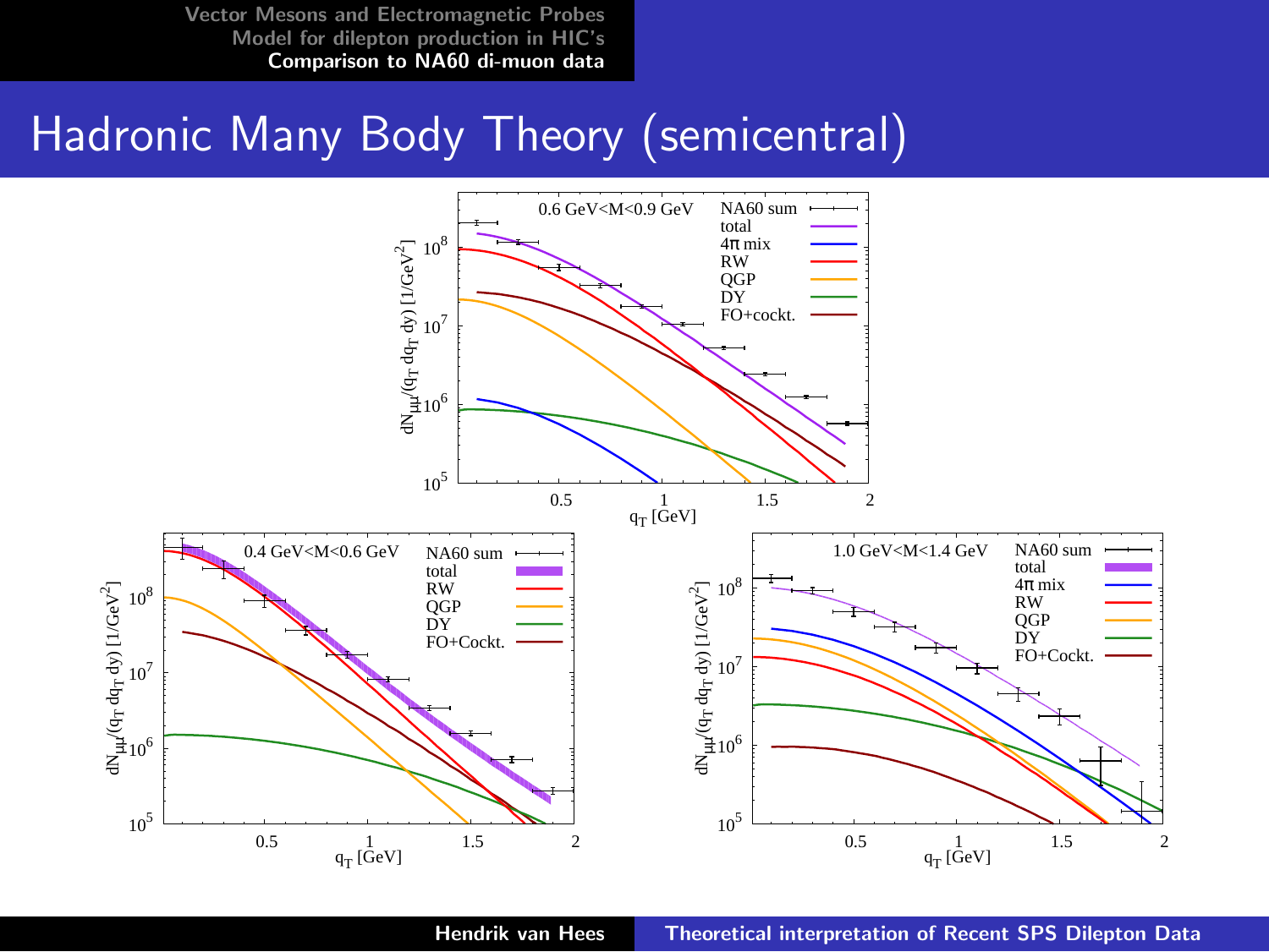# Hadronic Many Body Theory (semicentral)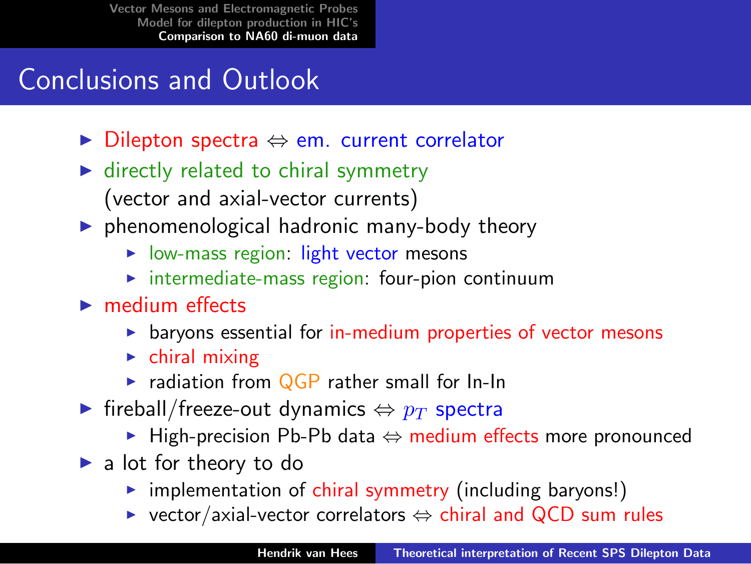# Conclusions and Outlook

- Dilepton spectra ⇔ em. current correlator
- directly related to chiral symmetry (vector and axial-vector currents)
- phenomenological hadronic many-body theory
  - low-mass region: light vector mesons
  - intermediate-mass region: four-pion continuum
- medium effects
  - baryons essential for in-medium properties of vector mesons
  - chiral mixing
  - radiation from QGP rather small for In-In
- fireball/freeze-out dynamics ⇔ $p_T$ spectra
  - High-precision Pb-Pb data ⇔ medium effects more pronounced
- a lot for theory to do
  - implementation of chiral symmetry (including baryons!)
  - vector/axial-vector correlators ⇔ chiral and QCD sum rules